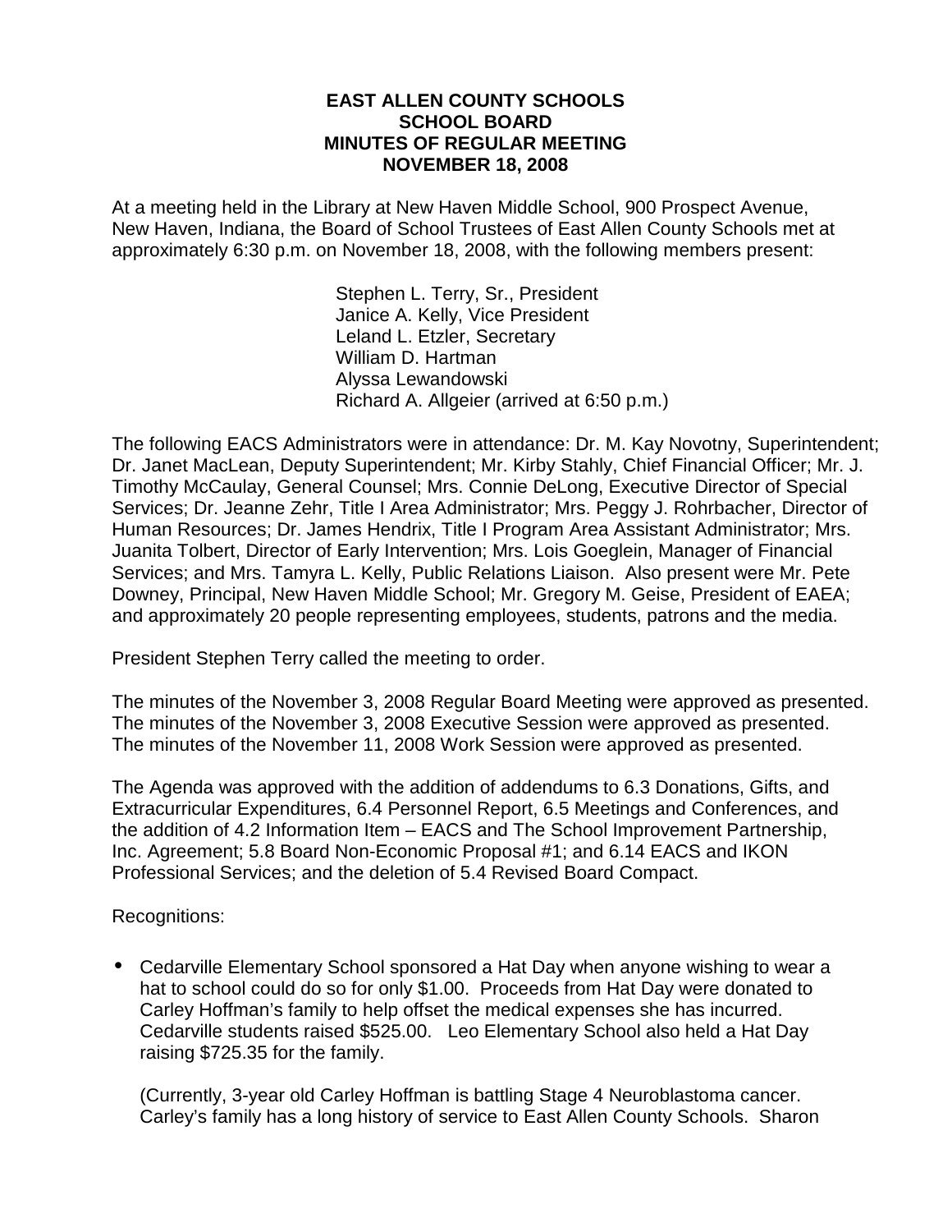**EAST ALLEN COUNTY SCHOOLS**
**SCHOOL BOARD**
**MINUTES OF REGULAR MEETING**
**NOVEMBER 18, 2008**

At a meeting held in the Library at New Haven Middle School, 900 Prospect Avenue, New Haven, Indiana, the Board of School Trustees of East Allen County Schools met at approximately 6:30 p.m. on November 18, 2008, with the following members present:

Stephen L. Terry, Sr., President
Janice A. Kelly, Vice President
Leland L. Etzler, Secretary
William D. Hartman
Alyssa Lewandowski
Richard A. Allgeier (arrived at 6:50 p.m.)

The following EACS Administrators were in attendance: Dr. M. Kay Novotny, Superintendent; Dr. Janet MacLean, Deputy Superintendent; Mr. Kirby Stahly, Chief Financial Officer; Mr. J. Timothy McCaulay, General Counsel; Mrs. Connie DeLong, Executive Director of Special Services; Dr. Jeanne Zehr, Title I Area Administrator; Mrs. Peggy J. Rohrbacher, Director of Human Resources; Dr. James Hendrix, Title I Program Area Assistant Administrator; Mrs. Juanita Tolbert, Director of Early Intervention; Mrs. Lois Goeglein, Manager of Financial Services; and Mrs. Tamyra L. Kelly, Public Relations Liaison. Also present were Mr. Pete Downey, Principal, New Haven Middle School; Mr. Gregory M. Geise, President of EAEA; and approximately 20 people representing employees, students, patrons and the media.

President Stephen Terry called the meeting to order.

The minutes of the November 3, 2008 Regular Board Meeting were approved as presented. The minutes of the November 3, 2008 Executive Session were approved as presented. The minutes of the November 11, 2008 Work Session were approved as presented.

The Agenda was approved with the addition of addendums to 6.3 Donations, Gifts, and Extracurricular Expenditures, 6.4 Personnel Report, 6.5 Meetings and Conferences, and the addition of 4.2 Information Item – EACS and The School Improvement Partnership, Inc. Agreement; 5.8 Board Non-Economic Proposal #1; and 6.14 EACS and IKON Professional Services; and the deletion of 5.4 Revised Board Compact.

Recognitions:

- Cedarville Elementary School sponsored a Hat Day when anyone wishing to wear a hat to school could do so for only $1.00. Proceeds from Hat Day were donated to Carley Hoffman's family to help offset the medical expenses she has incurred. Cedarville students raised $525.00. Leo Elementary School also held a Hat Day raising $725.35 for the family.

  (Currently, 3-year old Carley Hoffman is battling Stage 4 Neuroblastoma cancer. Carley's family has a long history of service to East Allen County Schools. Sharon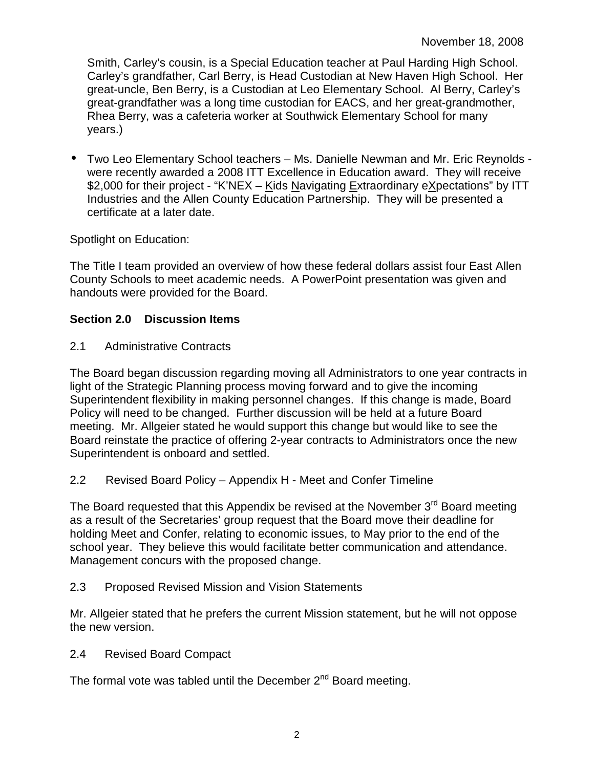Smith, Carley's cousin, is a Special Education teacher at Paul Harding High School. Carley's grandfather, Carl Berry, is Head Custodian at New Haven High School. Her great-uncle, Ben Berry, is a Custodian at Leo Elementary School. Al Berry, Carley's great-grandfather was a long time custodian for EACS, and her great-grandmother, Rhea Berry, was a cafeteria worker at Southwick Elementary School for many years.)

- Two Leo Elementary School teachers – Ms. Danielle Newman and Mr. Eric Reynolds - were recently awarded a 2008 ITT Excellence in Education award. They will receive $2,000 for their project - "K'NEX – Kids Navigating Extraordinary eXpectations" by ITT Industries and the Allen County Education Partnership. They will be presented a certificate at a later date.

Spotlight on Education:

The Title I team provided an overview of how these federal dollars assist four East Allen County Schools to meet academic needs. A PowerPoint presentation was given and handouts were provided for the Board.

**Section 2.0 Discussion Items**

2.1 Administrative Contracts

The Board began discussion regarding moving all Administrators to one year contracts in light of the Strategic Planning process moving forward and to give the incoming Superintendent flexibility in making personnel changes. If this change is made, Board Policy will need to be changed. Further discussion will be held at a future Board meeting. Mr. Allgeier stated he would support this change but would like to see the Board reinstate the practice of offering 2-year contracts to Administrators once the new Superintendent is onboard and settled.

2.2 Revised Board Policy – Appendix H - Meet and Confer Timeline

The Board requested that this Appendix be revised at the November 3rd Board meeting as a result of the Secretaries' group request that the Board move their deadline for holding Meet and Confer, relating to economic issues, to May prior to the end of the school year. They believe this would facilitate better communication and attendance. Management concurs with the proposed change.

2.3 Proposed Revised Mission and Vision Statements

Mr. Allgeier stated that he prefers the current Mission statement, but he will not oppose the new version.

2.4 Revised Board Compact

The formal vote was tabled until the December 2nd Board meeting.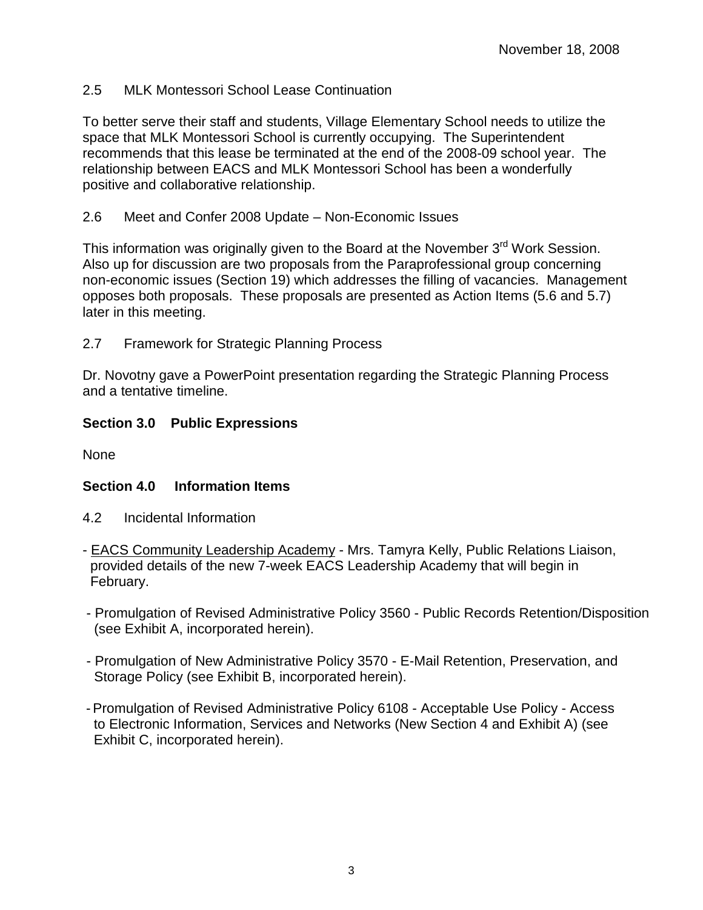November 18, 2008

2.5 MLK Montessori School Lease Continuation

To better serve their staff and students, Village Elementary School needs to utilize the space that MLK Montessori School is currently occupying. The Superintendent recommends that this lease be terminated at the end of the 2008-09 school year. The relationship between EACS and MLK Montessori School has been a wonderfully positive and collaborative relationship.

2.6 Meet and Confer 2008 Update – Non-Economic Issues

This information was originally given to the Board at the November 3rd Work Session. Also up for discussion are two proposals from the Paraprofessional group concerning non-economic issues (Section 19) which addresses the filling of vacancies. Management opposes both proposals. These proposals are presented as Action Items (5.6 and 5.7) later in this meeting.

2.7 Framework for Strategic Planning Process

Dr. Novotny gave a PowerPoint presentation regarding the Strategic Planning Process and a tentative timeline.

**Section 3.0 Public Expressions**

None

**Section 4.0 Information Items**

4.2 Incidental Information

- EACS Community Leadership Academy - Mrs. Tamyra Kelly, Public Relations Liaison, provided details of the new 7-week EACS Leadership Academy that will begin in February.

- Promulgation of Revised Administrative Policy 3560 - Public Records Retention/Disposition (see Exhibit A, incorporated herein).

- Promulgation of New Administrative Policy 3570 - E-Mail Retention, Preservation, and Storage Policy (see Exhibit B, incorporated herein).

- Promulgation of Revised Administrative Policy 6108 - Acceptable Use Policy - Access to Electronic Information, Services and Networks (New Section 4 and Exhibit A) (see Exhibit C, incorporated herein).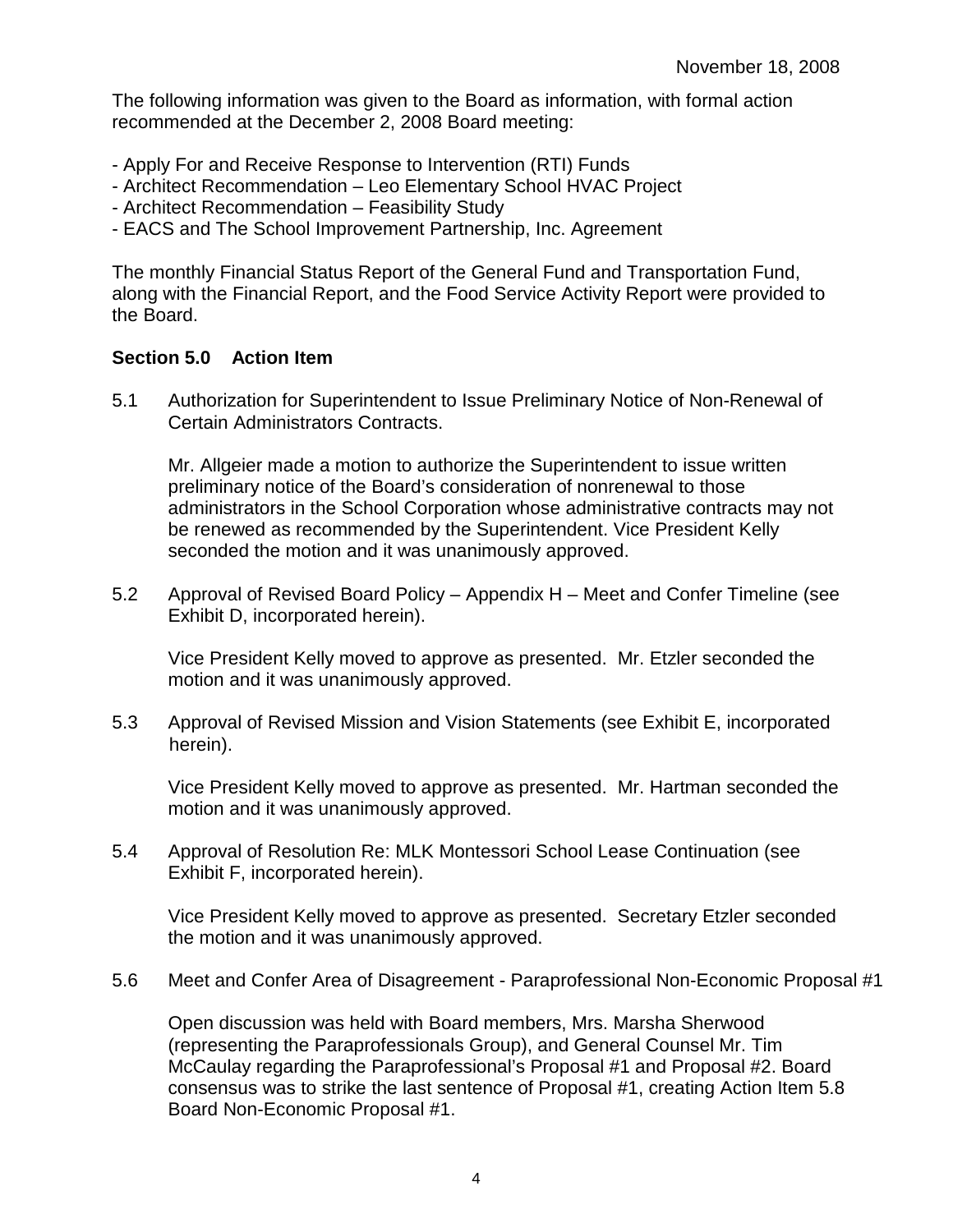November 18, 2008

The following information was given to the Board as information, with formal action recommended at the December 2, 2008 Board meeting:

- Apply For and Receive Response to Intervention (RTI) Funds
- Architect Recommendation – Leo Elementary School HVAC Project
- Architect Recommendation – Feasibility Study
- EACS and The School Improvement Partnership, Inc. Agreement

The monthly Financial Status Report of the General Fund and Transportation Fund, along with the Financial Report, and the Food Service Activity Report were provided to the Board.

**Section 5.0 Action Item**

5.1 Authorization for Superintendent to Issue Preliminary Notice of Non-Renewal of Certain Administrators Contracts.

Mr. Allgeier made a motion to authorize the Superintendent to issue written preliminary notice of the Board's consideration of nonrenewal to those administrators in the School Corporation whose administrative contracts may not be renewed as recommended by the Superintendent. Vice President Kelly seconded the motion and it was unanimously approved.

5.2 Approval of Revised Board Policy – Appendix H – Meet and Confer Timeline (see Exhibit D, incorporated herein).

Vice President Kelly moved to approve as presented. Mr. Etzler seconded the motion and it was unanimously approved.

5.3 Approval of Revised Mission and Vision Statements (see Exhibit E, incorporated herein).

Vice President Kelly moved to approve as presented. Mr. Hartman seconded the motion and it was unanimously approved.

5.4 Approval of Resolution Re: MLK Montessori School Lease Continuation (see Exhibit F, incorporated herein).

Vice President Kelly moved to approve as presented. Secretary Etzler seconded the motion and it was unanimously approved.

5.6 Meet and Confer Area of Disagreement - Paraprofessional Non-Economic Proposal #1

Open discussion was held with Board members, Mrs. Marsha Sherwood (representing the Paraprofessionals Group), and General Counsel Mr. Tim McCaulay regarding the Paraprofessional's Proposal #1 and Proposal #2. Board consensus was to strike the last sentence of Proposal #1, creating Action Item 5.8 Board Non-Economic Proposal #1.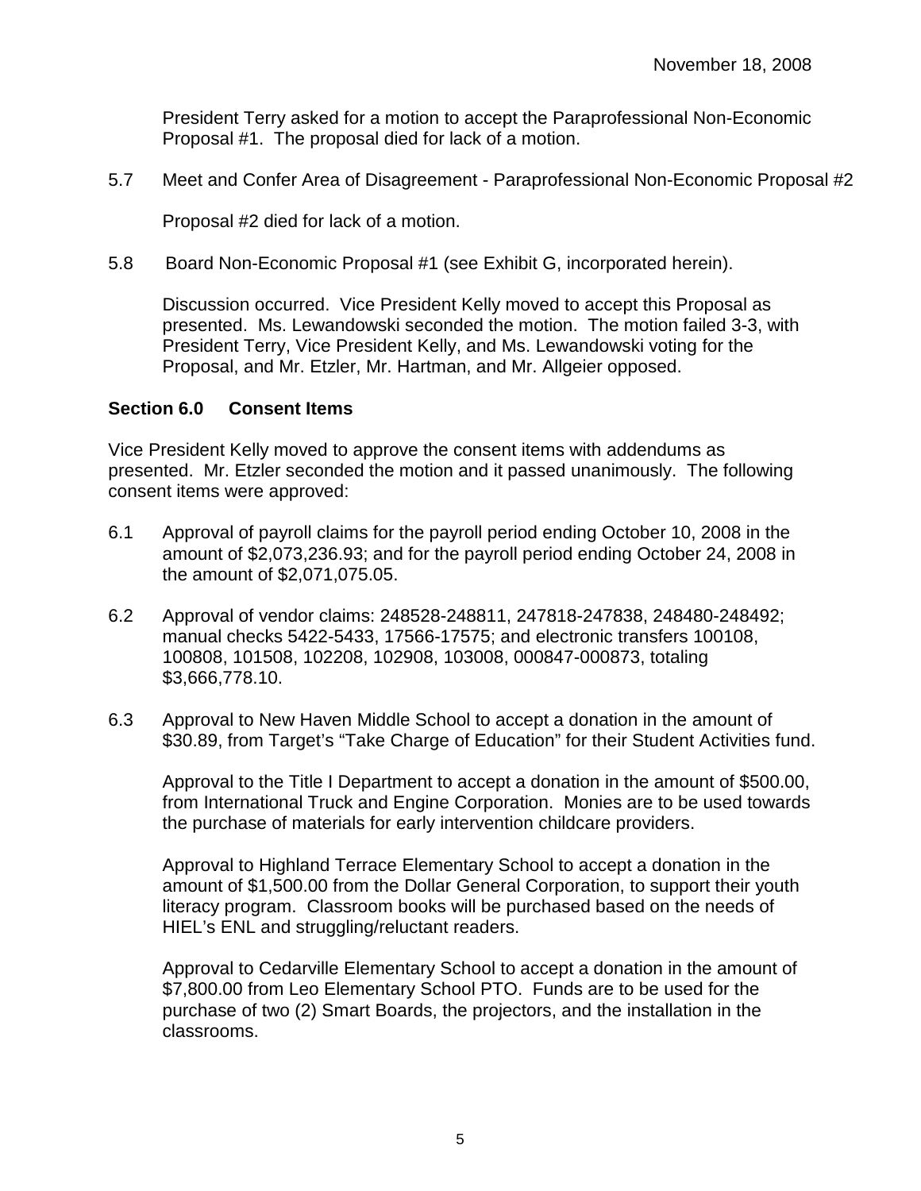President Terry asked for a motion to accept the Paraprofessional Non-Economic Proposal #1. The proposal died for lack of a motion.

5.7 Meet and Confer Area of Disagreement - Paraprofessional Non-Economic Proposal #2

Proposal #2 died for lack of a motion.

5.8 Board Non-Economic Proposal #1 (see Exhibit G, incorporated herein).

Discussion occurred. Vice President Kelly moved to accept this Proposal as presented. Ms. Lewandowski seconded the motion. The motion failed 3-3, with President Terry, Vice President Kelly, and Ms. Lewandowski voting for the Proposal, and Mr. Etzler, Mr. Hartman, and Mr. Allgeier opposed.

**Section 6.0 Consent Items**

Vice President Kelly moved to approve the consent items with addendums as presented. Mr. Etzler seconded the motion and it passed unanimously. The following consent items were approved:

6.1 Approval of payroll claims for the payroll period ending October 10, 2008 in the amount of $2,073,236.93; and for the payroll period ending October 24, 2008 in the amount of $2,071,075.05.

6.2 Approval of vendor claims: 248528-248811, 247818-247838, 248480-248492; manual checks 5422-5433, 17566-17575; and electronic transfers 100108, 100808, 101508, 102208, 102908, 103008, 000847-000873, totaling $3,666,778.10.

6.3 Approval to New Haven Middle School to accept a donation in the amount of $30.89, from Target's "Take Charge of Education" for their Student Activities fund.

Approval to the Title I Department to accept a donation in the amount of $500.00, from International Truck and Engine Corporation. Monies are to be used towards the purchase of materials for early intervention childcare providers.

Approval to Highland Terrace Elementary School to accept a donation in the amount of $1,500.00 from the Dollar General Corporation, to support their youth literacy program. Classroom books will be purchased based on the needs of HIEL's ENL and struggling/reluctant readers.

Approval to Cedarville Elementary School to accept a donation in the amount of $7,800.00 from Leo Elementary School PTO. Funds are to be used for the purchase of two (2) Smart Boards, the projectors, and the installation in the classrooms.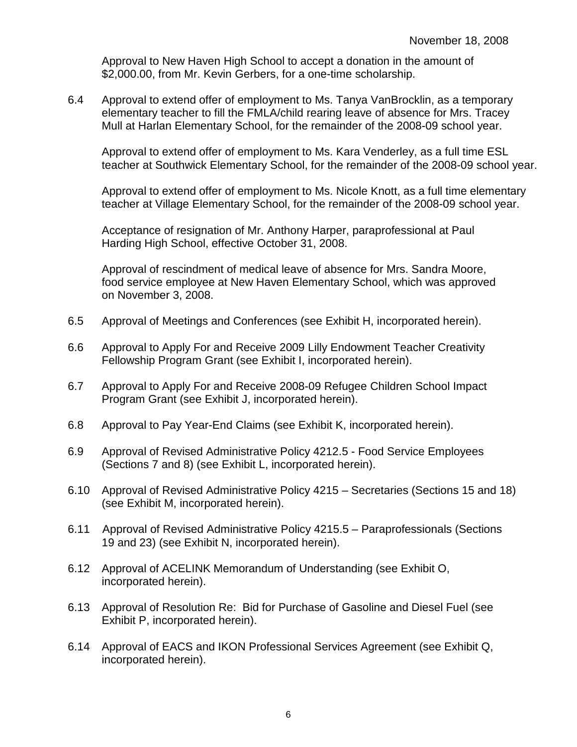Approval to New Haven High School to accept a donation in the amount of $2,000.00, from Mr. Kevin Gerbers, for a one-time scholarship.

6.4 Approval to extend offer of employment to Ms. Tanya VanBrocklin, as a temporary elementary teacher to fill the FMLA/child rearing leave of absence for Mrs. Tracey Mull at Harlan Elementary School, for the remainder of the 2008-09 school year.

Approval to extend offer of employment to Ms. Kara Venderley, as a full time ESL teacher at Southwick Elementary School, for the remainder of the 2008-09 school year.

Approval to extend offer of employment to Ms. Nicole Knott, as a full time elementary teacher at Village Elementary School, for the remainder of the 2008-09 school year.

Acceptance of resignation of Mr. Anthony Harper, paraprofessional at Paul Harding High School, effective October 31, 2008.

Approval of rescindment of medical leave of absence for Mrs. Sandra Moore, food service employee at New Haven Elementary School, which was approved on November 3, 2008.

6.5 Approval of Meetings and Conferences (see Exhibit H, incorporated herein).

6.6 Approval to Apply For and Receive 2009 Lilly Endowment Teacher Creativity Fellowship Program Grant (see Exhibit I, incorporated herein).

6.7 Approval to Apply For and Receive 2008-09 Refugee Children School Impact Program Grant (see Exhibit J, incorporated herein).

6.8 Approval to Pay Year-End Claims (see Exhibit K, incorporated herein).

6.9 Approval of Revised Administrative Policy 4212.5 - Food Service Employees (Sections 7 and 8) (see Exhibit L, incorporated herein).

6.10 Approval of Revised Administrative Policy 4215 – Secretaries (Sections 15 and 18) (see Exhibit M, incorporated herein).

6.11 Approval of Revised Administrative Policy 4215.5 – Paraprofessionals (Sections 19 and 23) (see Exhibit N, incorporated herein).

6.12 Approval of ACELINK Memorandum of Understanding (see Exhibit O, incorporated herein).

6.13 Approval of Resolution Re: Bid for Purchase of Gasoline and Diesel Fuel (see Exhibit P, incorporated herein).

6.14 Approval of EACS and IKON Professional Services Agreement (see Exhibit Q, incorporated herein).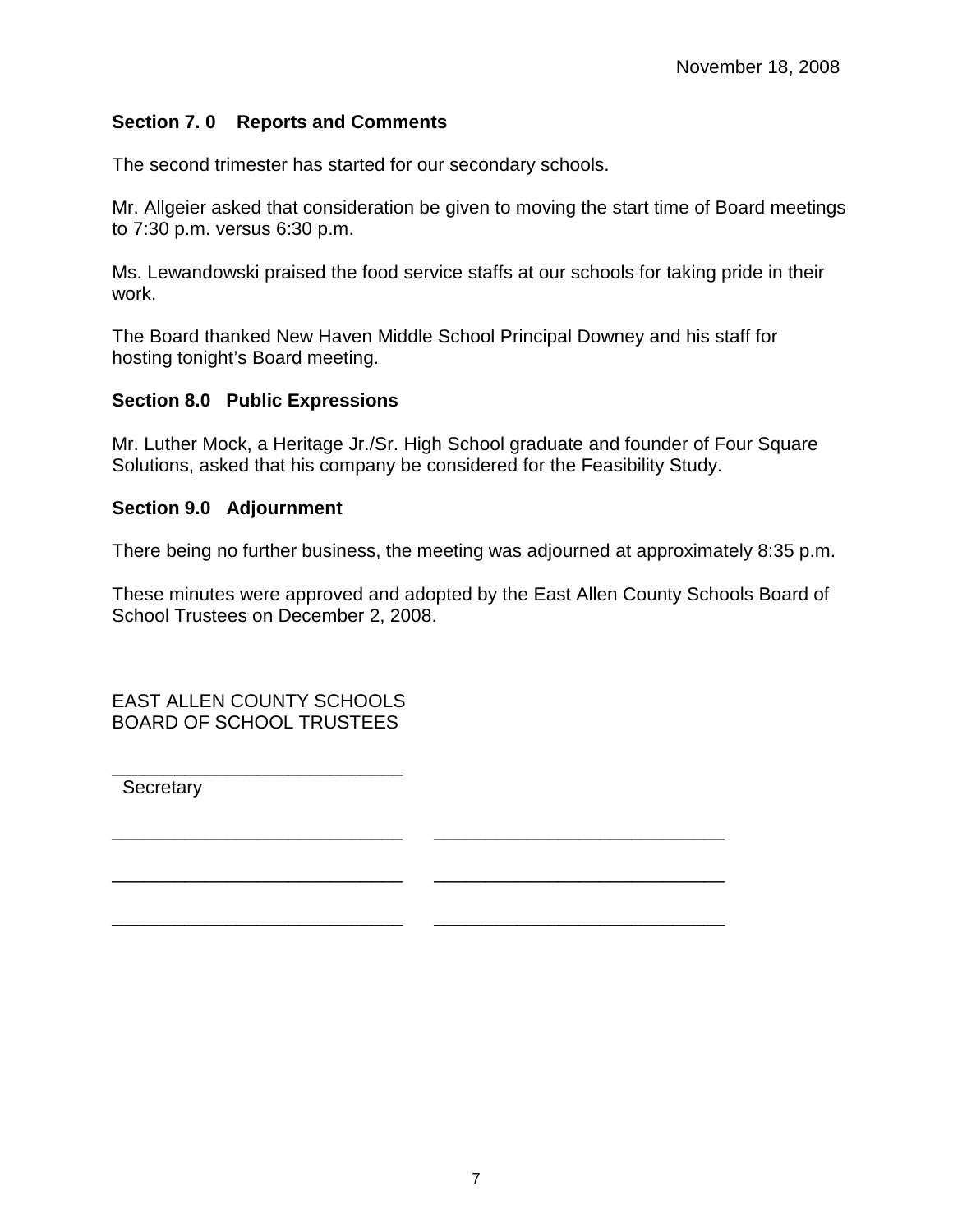November 18, 2008

**Section 7. 0 Reports and Comments**

The second trimester has started for our secondary schools.

Mr. Allgeier asked that consideration be given to moving the start time of Board meetings to 7:30 p.m. versus 6:30 p.m.

Ms. Lewandowski praised the food service staffs at our schools for taking pride in their work.

The Board thanked New Haven Middle School Principal Downey and his staff for hosting tonight's Board meeting.

**Section 8.0 Public Expressions**

Mr. Luther Mock, a Heritage Jr./Sr. High School graduate and founder of Four Square Solutions, asked that his company be considered for the Feasibility Study.

**Section 9.0 Adjournment**

There being no further business, the meeting was adjourned at approximately 8:35 p.m.

These minutes were approved and adopted by the East Allen County Schools Board of School Trustees on December 2, 2008.

EAST ALLEN COUNTY SCHOOLS
BOARD OF SCHOOL TRUSTEES

____________________________
Secretary

____________________________ ____________________________

____________________________ ____________________________

____________________________ ____________________________